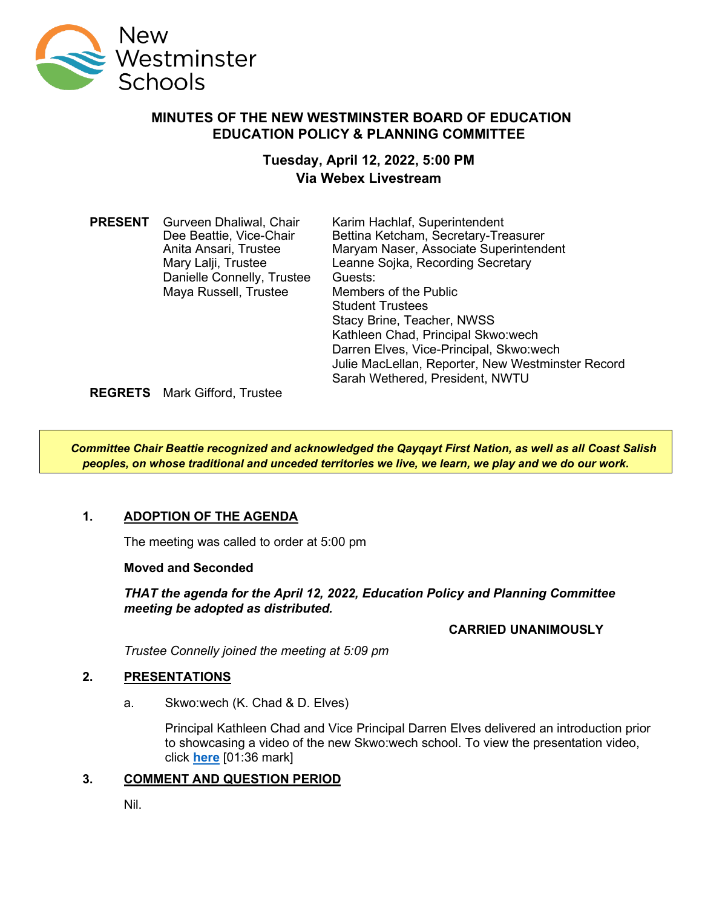New Westminster Schools

# MINUTES OF THE NEW WESTMINSTER BOARD OF EDUCATION EDUCATION POLICY & PLANNING COMMITTEE

## Tuesday, April 12, 2022, 5:00 PM Via Webex Livestream

| | | |
|---|---|---|
| **PRESENT** | Gurveen Dhaliwal, Chair | Karim Hachlaf, Superintendent |
| | Dee Beattie, Vice-Chair | Bettina Ketcham, Secretary-Treasurer |
| | Anita Ansari, Trustee | Maryam Naser, Associate Superintendent |
| | Mary Lalji, Trustee | Leanne Sojka, Recording Secretary |
| | Danielle Connelly, Trustee | Guests: |
| | Maya Russell, Trustee | Members of the Public |
| | | Student Trustees |
| | | Stacy Brine, Teacher, NWSS |
| | | Kathleen Chad, Principal Skwo:wech |
| | | Darren Elves, Vice-Principal, Skwo:wech |
| | | Julie MacLellan, Reporter, New Westminster Record |
| | | Sarah Wethered, President, NWTU |
| **REGRETS** | Mark Gifford, Trustee | |

***Committee Chair Beattie recognized and acknowledged the Qayqayt First Nation, as well as all Coast Salish peoples, on whose traditional and unceded territories we live, we learn, we play and we do our work.***

### 1. ADOPTION OF THE AGENDA

The meeting was called to order at 5:00 pm

**Moved and Seconded**

***THAT the agenda for the April 12, 2022, Education Policy and Planning Committee meeting be adopted as distributed.***

**CARRIED UNANIMOUSLY**

*Trustee Connelly joined the meeting at 5:09 pm*

### 2. PRESENTATIONS

a. Skwo:wech (K. Chad & D. Elves)

Principal Kathleen Chad and Vice Principal Darren Elves delivered an introduction prior to showcasing a video of the new Skwo:wech school. To view the presentation video, click **here** [01:36 mark]

### 3. COMMENT AND QUESTION PERIOD

Nil.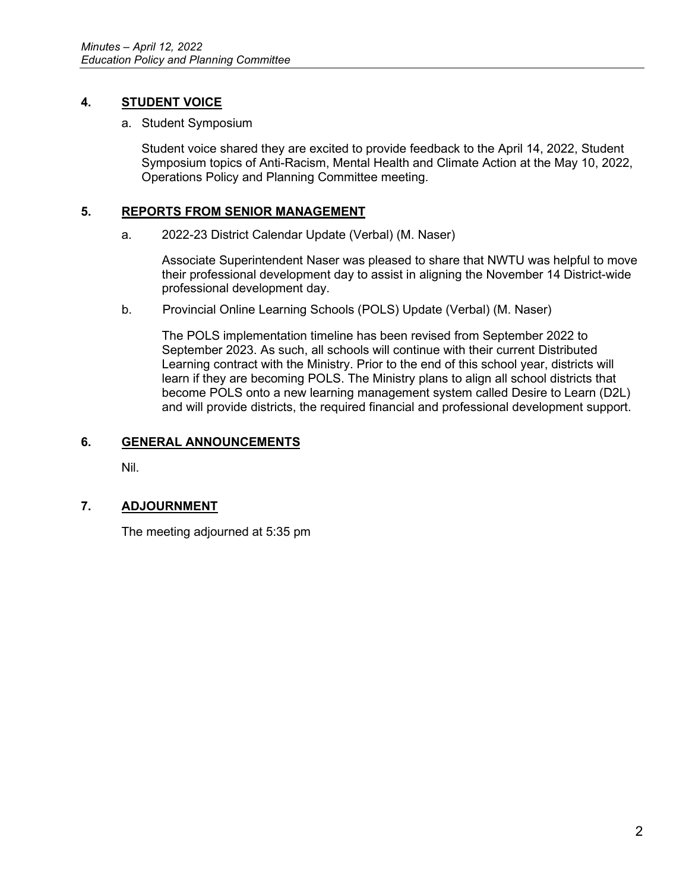## 4. STUDENT VOICE

a. Student Symposium

Student voice shared they are excited to provide feedback to the April 14, 2022, Student Symposium topics of Anti-Racism, Mental Health and Climate Action at the May 10, 2022, Operations Policy and Planning Committee meeting.

## 5. REPORTS FROM SENIOR MANAGEMENT

a. 2022-23 District Calendar Update (Verbal) (M. Naser)

Associate Superintendent Naser was pleased to share that NWTU was helpful to move their professional development day to assist in aligning the November 14 District-wide professional development day.

b. Provincial Online Learning Schools (POLS) Update (Verbal) (M. Naser)

The POLS implementation timeline has been revised from September 2022 to September 2023. As such, all schools will continue with their current Distributed Learning contract with the Ministry. Prior to the end of this school year, districts will learn if they are becoming POLS. The Ministry plans to align all school districts that become POLS onto a new learning management system called Desire to Learn (D2L) and will provide districts, the required financial and professional development support.

## 6. GENERAL ANNOUNCEMENTS

Nil.

## 7. ADJOURNMENT

The meeting adjourned at 5:35 pm